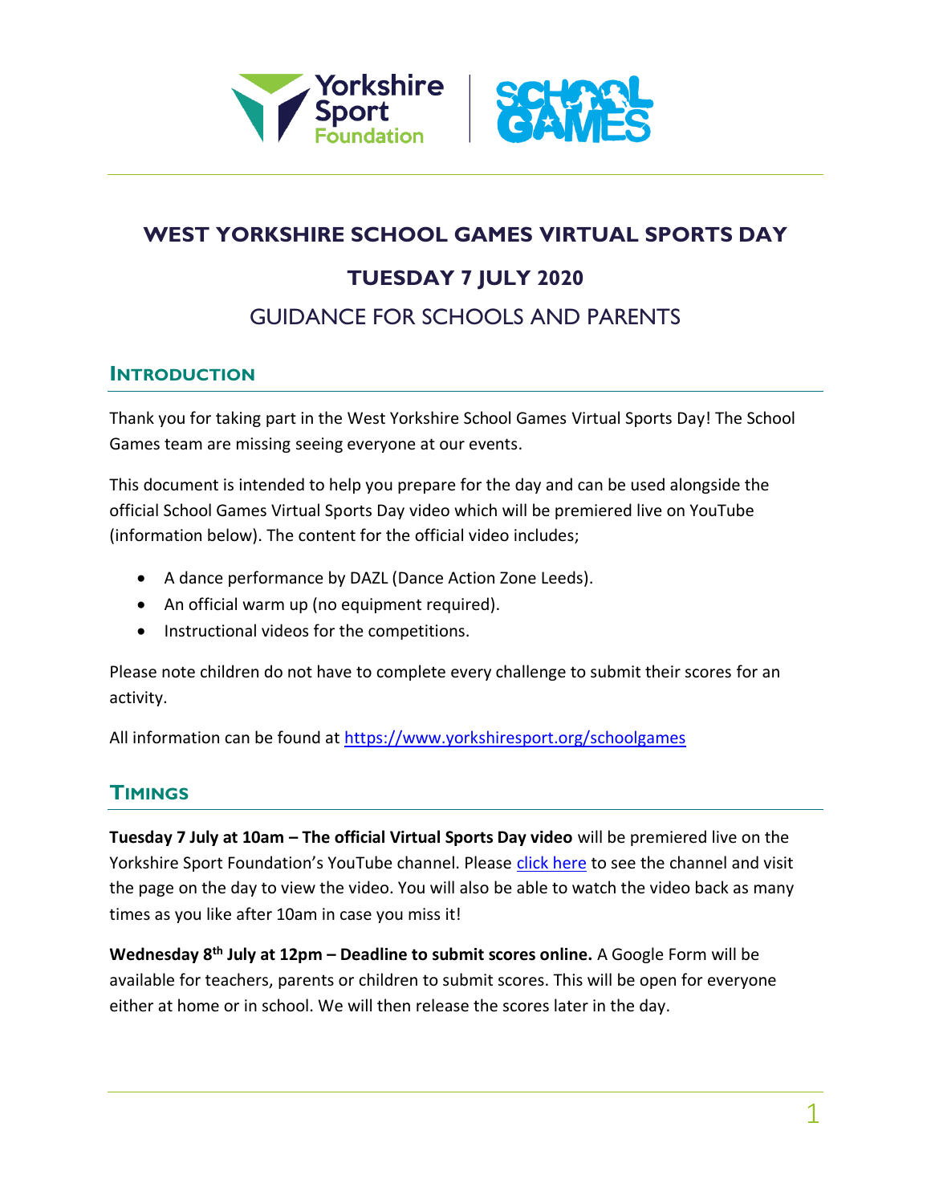# WEST YORKSHIRE SCHOOL GAMES VIRTUAL SPORTS DAY

## TUESDAY 7 JULY 2020

## GUIDANCE FOR SCHOOLS AND PARENTS

### INTRODUCTION

Thank you for taking part in the West Yorkshire School Games Virtual Sports Day! The School Games team are missing seeing everyone at our events.

This document is intended to help you prepare for the day and can be used alongside the official School Games Virtual Sports Day video which will be premiered live on YouTube (information below). The content for the official video includes;

- A dance performance by DAZL (Dance Action Zone Leeds).
- An official warm up (no equipment required).
- Instructional videos for the competitions.

Please note children do not have to complete every challenge to submit their scores for an activity.

All information can be found at https://www.yorkshiresport.org/schoolgames

### TIMINGS

**Tuesday 7 July at 10am – The official Virtual Sports Day video** will be premiered live on the Yorkshire Sport Foundation's YouTube channel. Please click here to see the channel and visit the page on the day to view the video. You will also be able to watch the video back as many times as you like after 10am in case you miss it!

**Wednesday 8th July at 12pm – Deadline to submit scores online.** A Google Form will be available for teachers, parents or children to submit scores. This will be open for everyone either at home or in school. We will then release the scores later in the day.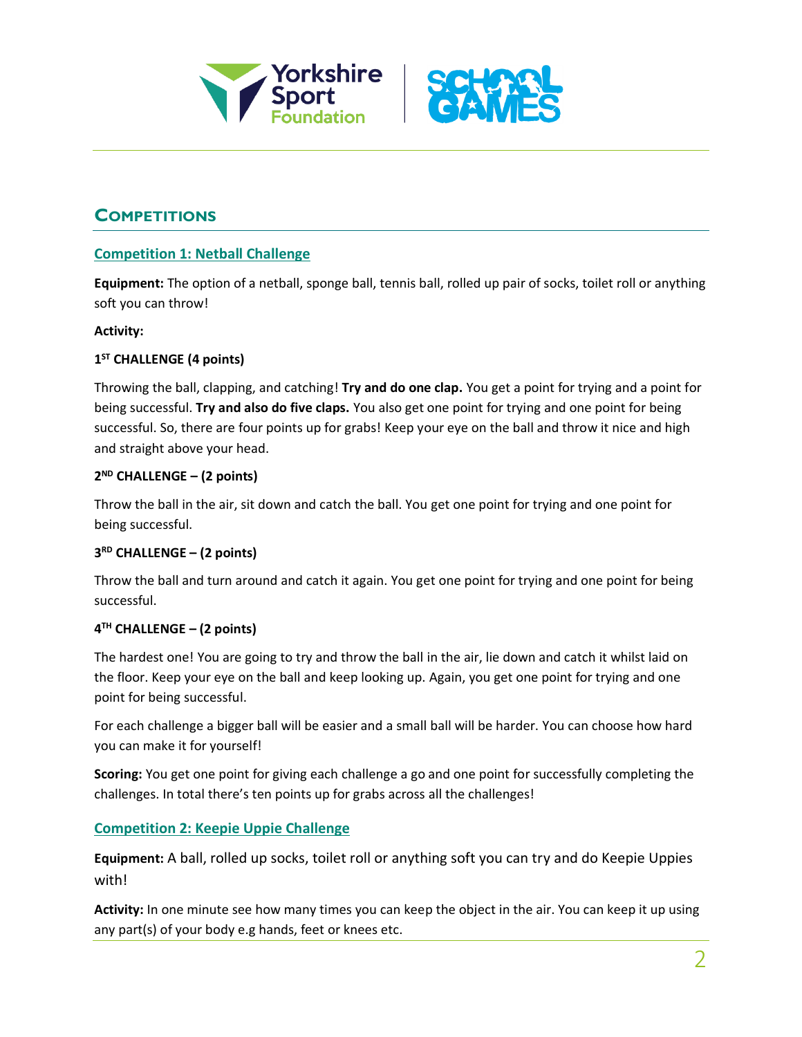## Competitions

### Competition 1: Netball Challenge

**Equipment:** The option of a netball, sponge ball, tennis ball, rolled up pair of socks, toilet roll or anything soft you can throw!

**Activity:**

**1ST CHALLENGE (4 points)**

Throwing the ball, clapping, and catching! **Try and do one clap.** You get a point for trying and a point for being successful. **Try and also do five claps.** You also get one point for trying and one point for being successful. So, there are four points up for grabs! Keep your eye on the ball and throw it nice and high and straight above your head.

**2ND CHALLENGE – (2 points)**

Throw the ball in the air, sit down and catch the ball. You get one point for trying and one point for being successful.

**3RD CHALLENGE – (2 points)**

Throw the ball and turn around and catch it again. You get one point for trying and one point for being successful.

**4TH CHALLENGE – (2 points)**

The hardest one! You are going to try and throw the ball in the air, lie down and catch it whilst laid on the floor. Keep your eye on the ball and keep looking up. Again, you get one point for trying and one point for being successful.

For each challenge a bigger ball will be easier and a small ball will be harder. You can choose how hard you can make it for yourself!

**Scoring:** You get one point for giving each challenge a go and one point for successfully completing the challenges. In total there's ten points up for grabs across all the challenges!

### Competition 2: Keepie Uppie Challenge

**Equipment:** A ball, rolled up socks, toilet roll or anything soft you can try and do Keepie Uppies with!

**Activity:** In one minute see how many times you can keep the object in the air. You can keep it up using any part(s) of your body e.g hands, feet or knees etc.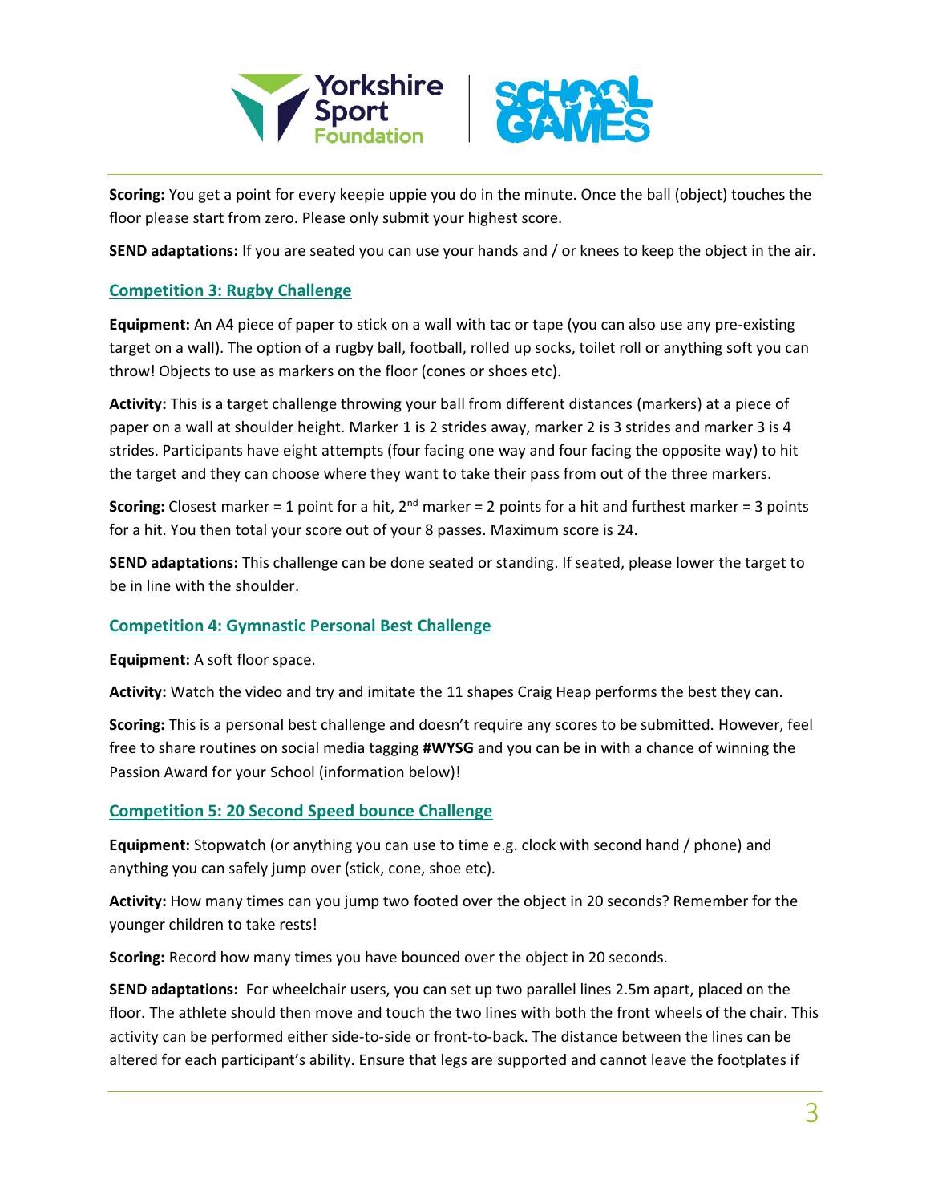**Scoring:** You get a point for every keepie uppie you do in the minute. Once the ball (object) touches the floor please start from zero. Please only submit your highest score.

**SEND adaptations:** If you are seated you can use your hands and / or knees to keep the object in the air.

### Competition 3: Rugby Challenge

**Equipment:** An A4 piece of paper to stick on a wall with tac or tape (you can also use any pre-existing target on a wall). The option of a rugby ball, football, rolled up socks, toilet roll or anything soft you can throw! Objects to use as markers on the floor (cones or shoes etc).

**Activity:** This is a target challenge throwing your ball from different distances (markers) at a piece of paper on a wall at shoulder height. Marker 1 is 2 strides away, marker 2 is 3 strides and marker 3 is 4 strides. Participants have eight attempts (four facing one way and four facing the opposite way) to hit the target and they can choose where they want to take their pass from out of the three markers.

**Scoring:** Closest marker = 1 point for a hit, 2nd marker = 2 points for a hit and furthest marker = 3 points for a hit. You then total your score out of your 8 passes. Maximum score is 24.

**SEND adaptations:** This challenge can be done seated or standing. If seated, please lower the target to be in line with the shoulder.

### Competition 4: Gymnastic Personal Best Challenge

**Equipment:** A soft floor space.

**Activity:** Watch the video and try and imitate the 11 shapes Craig Heap performs the best they can.

**Scoring:** This is a personal best challenge and doesn't require any scores to be submitted. However, feel free to share routines on social media tagging **#WYSG** and you can be in with a chance of winning the Passion Award for your School (information below)!

### Competition 5: 20 Second Speed bounce Challenge

**Equipment:** Stopwatch (or anything you can use to time e.g. clock with second hand / phone) and anything you can safely jump over (stick, cone, shoe etc).

**Activity:** How many times can you jump two footed over the object in 20 seconds? Remember for the younger children to take rests!

**Scoring:** Record how many times you have bounced over the object in 20 seconds.

**SEND adaptations:** For wheelchair users, you can set up two parallel lines 2.5m apart, placed on the floor. The athlete should then move and touch the two lines with both the front wheels of the chair. This activity can be performed either side-to-side or front-to-back. The distance between the lines can be altered for each participant's ability. Ensure that legs are supported and cannot leave the footplates if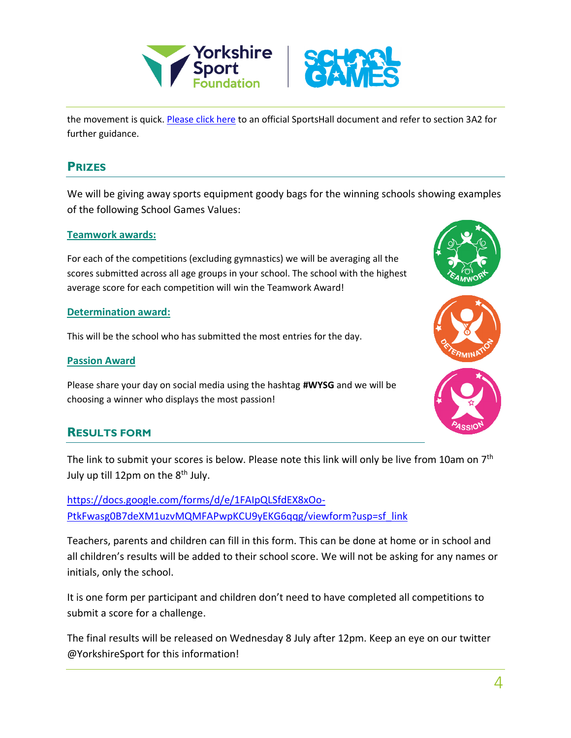the movement is quick. Please click here to an official SportsHall document and refer to section 3A2 for further guidance.

## Prizes

We will be giving away sports equipment goody bags for the winning schools showing examples of the following School Games Values:

### Teamwork awards:

For each of the competitions (excluding gymnastics) we will be averaging all the scores submitted across all age groups in your school. The school with the highest average score for each competition will win the Teamwork Award!

### Determination award:

This will be the school who has submitted the most entries for the day.

### Passion Award

Please share your day on social media using the hashtag **#WYSG** and we will be choosing a winner who displays the most passion!

## Results Form

The link to submit your scores is below. Please note this link will only be live from 10am on 7th July up till 12pm on the 8th July.

https://docs.google.com/forms/d/e/1FAIpQLSfdEX8xOo-PtkFwasg0B7deXM1uzvMQMFAPwpKCU9yEKG6qqg/viewform?usp=sf_link

Teachers, parents and children can fill in this form. This can be done at home or in school and all children's results will be added to their school score. We will not be asking for any names or initials, only the school.

It is one form per participant and children don't need to have completed all competitions to submit a score for a challenge.

The final results will be released on Wednesday 8 July after 12pm. Keep an eye on our twitter @YorkshireSport for this information!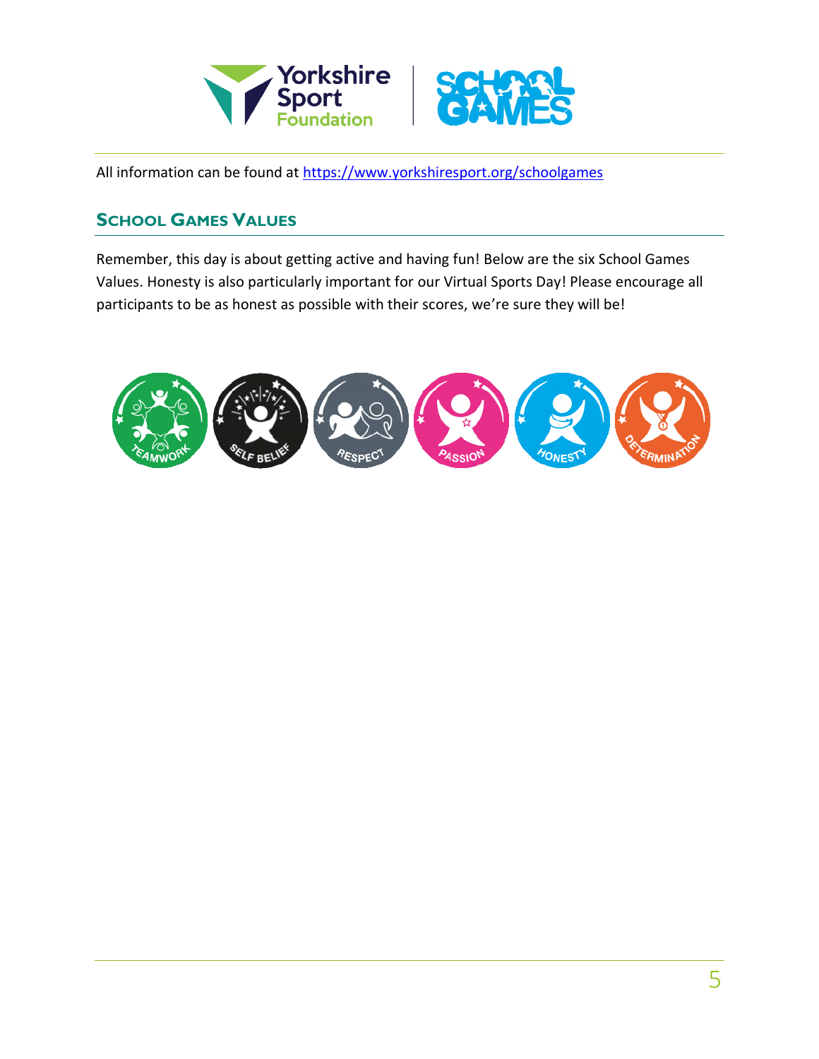All information can be found at https://www.yorkshiresport.org/schoolgames

## School Games Values

Remember, this day is about getting active and having fun! Below are the six School Games Values. Honesty is also particularly important for our Virtual Sports Day! Please encourage all participants to be as honest as possible with their scores, we're sure they will be!